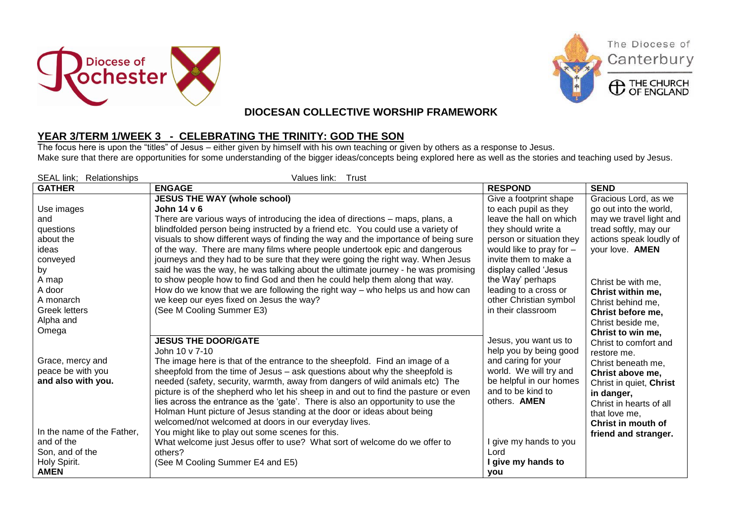## DIOCESAN COLLECTIVE WORSHIP FRAMEWORK

## YEAR 3/TERM 1/WEEK 3 - CELEBRATING THE TRINITY: GOD THE SON

The focus here is upon the "titles" of Jesus – either given by himself with his own teaching or given by others as a response to Jesus.
Make sure that there are opportunities for some understanding of the bigger ideas/concepts being explored here as well as the stories and teaching used by Jesus.

SEAL link; Relationships Values link: Trust

| GATHER | ENGAGE | RESPOND | SEND |
|---|---|---|---|
| Use images and questions about the ideas conveyed by<br>A map<br>A door<br>A monarch<br>Greek letters<br>Alpha and Omega | **JESUS THE WAY (whole school)**<br>**John 14 v 6**<br>There are various ways of introducing the idea of directions – maps, plans, a blindfolded person being instructed by a friend etc. You could use a variety of visuals to show different ways of finding the way and the importance of being sure of the way. There are many films where people undertook epic and dangerous journeys and they had to be sure that they were going the right way. When Jesus said he was the way, he was talking about the ultimate journey - he was promising to show people how to find God and then he could help them along that way.<br>How do we know that we are following the right way – who helps us and how can we keep our eyes fixed on Jesus the way?<br>(See M Cooling Summer E3) | Give a footprint shape to each pupil as they leave the hall on which they should write a person or situation they would like to pray for – invite them to make a display called 'Jesus the Way' perhaps leading to a cross or other Christian symbol in their classroom | Gracious Lord, as we go out into the world, may we travel light and tread softly, may our actions speak loudly of your love. **AMEN**<br><br>Christ be with me,<br>**Christ within me,**<br>Christ behind me,<br>**Christ before me,**<br>Christ beside me,<br>**Christ to win me,**<br>Christ to comfort and restore me.<br>Christ beneath me,<br>**Christ above me,**<br>Christ in quiet, **Christ in danger,**<br>Christ in hearts of all that love me,<br>**Christ in mouth of friend and stranger.** |
| Grace, mercy and peace be with you<br>**and also with you.**<br><br>In the name of the Father, and of the Son, and of the Holy Spirit.<br>**AMEN** | **JESUS THE DOOR/GATE**<br>John 10 v 7-10<br>The image here is that of the entrance to the sheepfold. Find an image of a sheepfold from the time of Jesus – ask questions about why the sheepfold is needed (safety, security, warmth, away from dangers of wild animals etc) The picture is of the shepherd who let his sheep in and out to find the pasture or even lies across the entrance as the 'gate'. There is also an opportunity to use the Holman Hunt picture of Jesus standing at the door or ideas about being welcomed/not welcomed at doors in our everyday lives.<br>You might like to play out some scenes for this.<br>What welcome just Jesus offer to use? What sort of welcome do we offer to others?<br>(See M Cooling Summer E4 and E5) | Jesus, you want us to help you by being good and caring for your world. We will try and be helpful in our homes and to be kind to others. **AMEN**<br><br>I give my hands to you Lord<br>**I give my hands to you** | |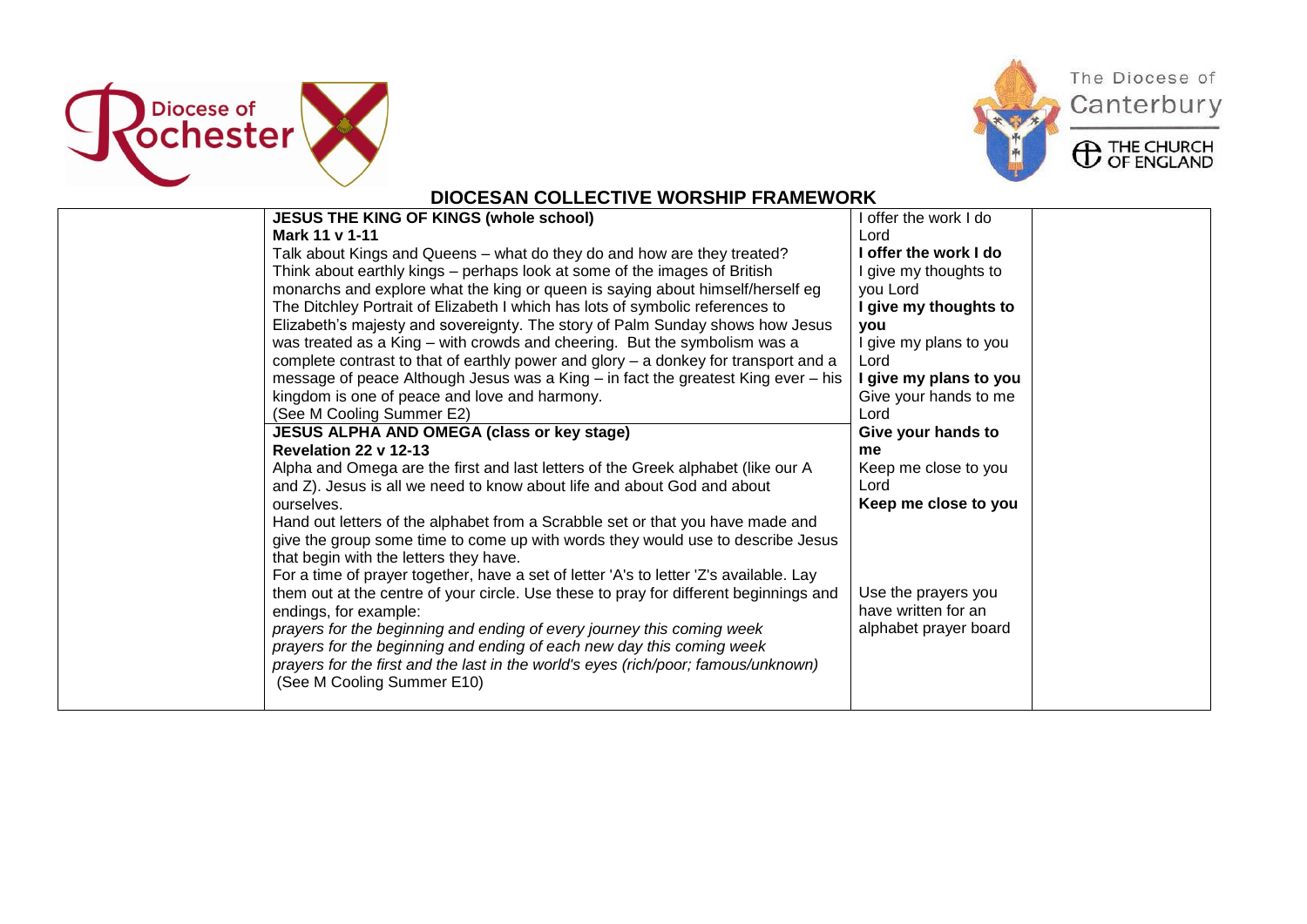## DIOCESAN COLLECTIVE WORSHIP FRAMEWORK

| | | | |
|---|---|---|---|
| | **JESUS THE KING OF KINGS (whole school)**<br>**Mark 11 v 1-11**<br>Talk about Kings and Queens – what do they do and how are they treated? Think about earthly kings – perhaps look at some of the images of British monarchs and explore what the king or queen is saying about himself/herself eg The Ditchley Portrait of Elizabeth I which has lots of symbolic references to Elizabeth's majesty and sovereignty. The story of Palm Sunday shows how Jesus was treated as a King – with crowds and cheering. But the symbolism was a complete contrast to that of earthly power and glory – a donkey for transport and a message of peace Although Jesus was a King – in fact the greatest King ever – his kingdom is one of peace and love and harmony.<br>(See M Cooling Summer E2) | I offer the work I do Lord<br>**I offer the work I do**<br>I give my thoughts to you Lord<br>**I give my thoughts to you**<br>I give my plans to you Lord<br>**I give my plans to you**<br>Give your hands to me Lord<br>**Give your hands to me**<br>Keep me close to you Lord<br>**Keep me close to you** | |
| | **JESUS ALPHA AND OMEGA (class or key stage)**<br>**Revelation 22 v 12-13**<br>Alpha and Omega are the first and last letters of the Greek alphabet (like our A and Z). Jesus is all we need to know about life and about God and about ourselves.<br>Hand out letters of the alphabet from a Scrabble set or that you have made and give the group some time to come up with words they would use to describe Jesus that begin with the letters they have.<br>For a time of prayer together, have a set of letter 'A's to letter 'Z's available. Lay them out at the centre of your circle. Use these to pray for different beginnings and endings, for example:<br>*prayers for the beginning and ending of every journey this coming week*<br>*prayers for the beginning and ending of each new day this coming week*<br>*prayers for the first and the last in the world's eyes (rich/poor; famous/unknown)*<br>(See M Cooling Summer E10) | Use the prayers you have written for an alphabet prayer board | |